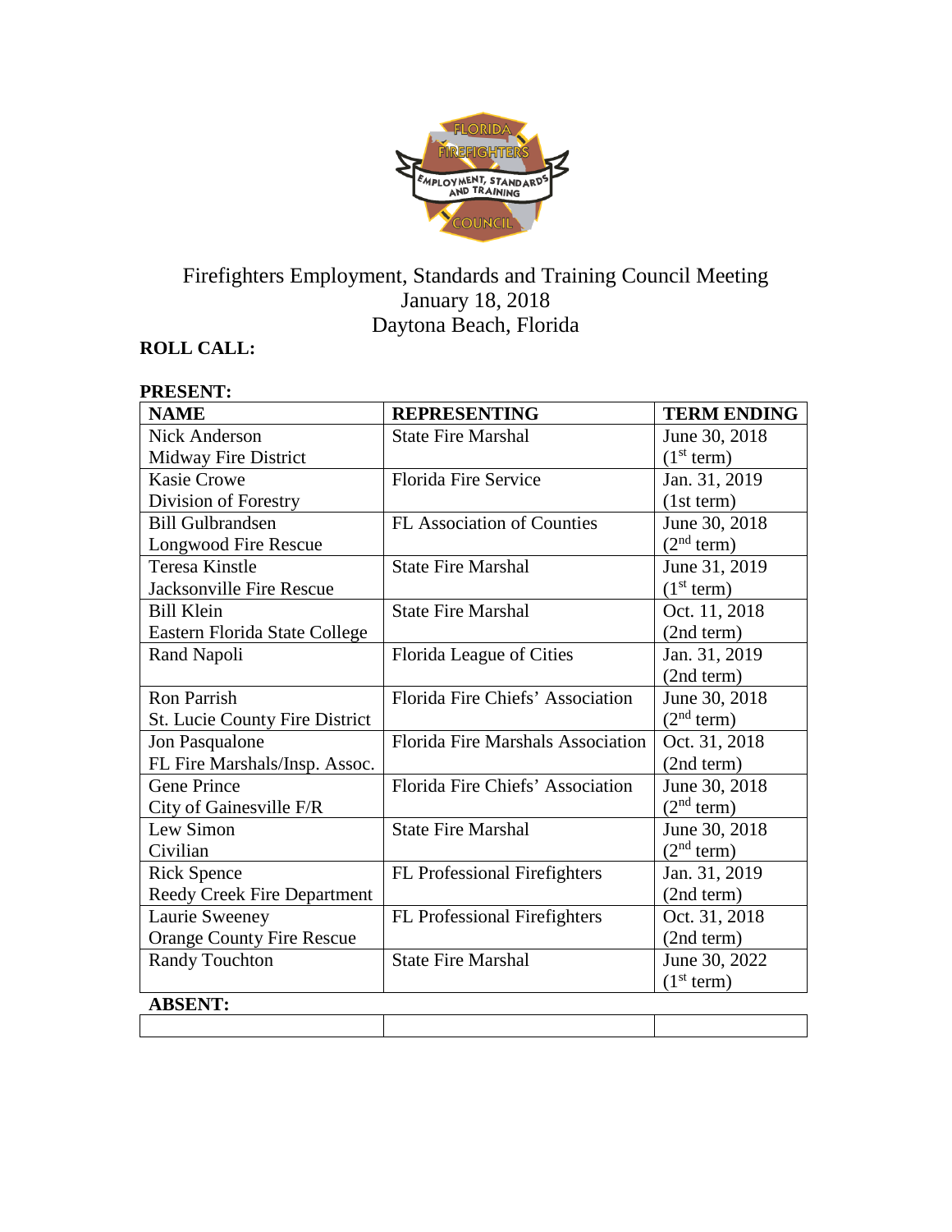# Firefighters Employment, Standards and Training Council Meeting
## January 18, 2018
## Daytona Beach, Florida

**ROLL CALL:**

**PRESENT:**

| NAME | REPRESENTING | TERM ENDING |
|---|---|---|
| Nick Anderson<br>Midway Fire District | State Fire Marshal | June 30, 2018<br>(1st term) |
| Kasie Crowe<br>Division of Forestry | Florida Fire Service | Jan. 31, 2019<br>(1st term) |
| Bill Gulbrandsen<br>Longwood Fire Rescue | FL Association of Counties | June 30, 2018<br>(2nd term) |
| Teresa Kinstle<br>Jacksonville Fire Rescue | State Fire Marshal | June 31, 2019<br>(1st term) |
| Bill Klein<br>Eastern Florida State College | State Fire Marshal | Oct. 11, 2018<br>(2nd term) |
| Rand Napoli | Florida League of Cities | Jan. 31, 2019<br>(2nd term) |
| Ron Parrish<br>St. Lucie County Fire District | Florida Fire Chiefs' Association | June 30, 2018<br>(2nd term) |
| Jon Pasqualone<br>FL Fire Marshals/Insp. Assoc. | Florida Fire Marshals Association | Oct. 31, 2018<br>(2nd term) |
| Gene Prince<br>City of Gainesville F/R | Florida Fire Chiefs' Association | June 30, 2018<br>(2nd term) |
| Lew Simon<br>Civilian | State Fire Marshal | June 30, 2018<br>(2nd term) |
| Rick Spence<br>Reedy Creek Fire Department | FL Professional Firefighters | Jan. 31, 2019<br>(2nd term) |
| Laurie Sweeney<br>Orange County Fire Rescue | FL Professional Firefighters | Oct. 31, 2018<br>(2nd term) |
| Randy Touchton | State Fire Marshal | June 30, 2022<br>(1st term) |

**ABSENT:**

| | | |
|---|---|---|
| | | |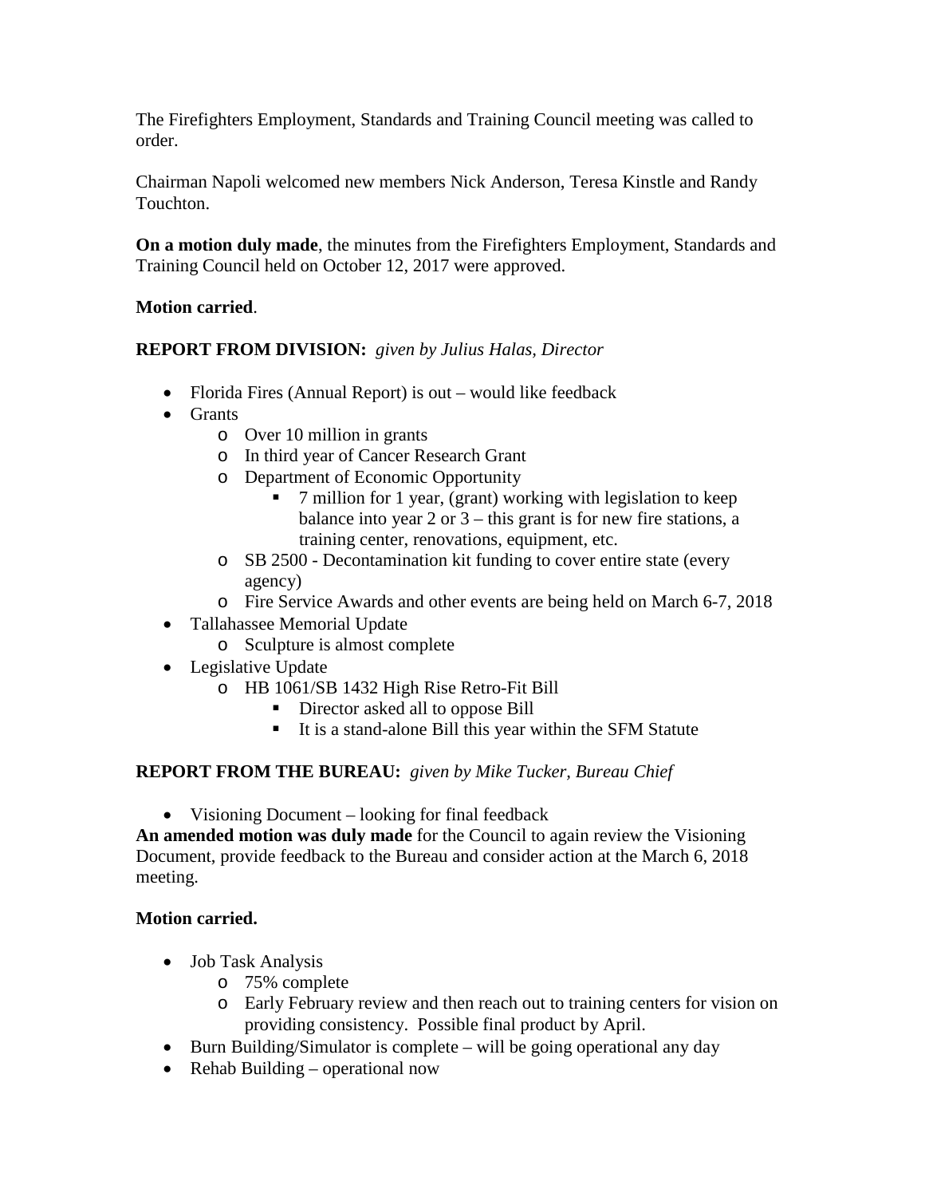The Firefighters Employment, Standards and Training Council meeting was called to order.

Chairman Napoli welcomed new members Nick Anderson, Teresa Kinstle and Randy Touchton.

**On a motion duly made**, the minutes from the Firefighters Employment, Standards and Training Council held on October 12, 2017 were approved.

**Motion carried**.

**REPORT FROM DIVISION:** *given by Julius Halas, Director*

- Florida Fires (Annual Report) is out – would like feedback
- Grants
  - Over 10 million in grants
  - In third year of Cancer Research Grant
  - Department of Economic Opportunity
    - 7 million for 1 year, (grant) working with legislation to keep balance into year 2 or 3 – this grant is for new fire stations, a training center, renovations, equipment, etc.
  - SB 2500 - Decontamination kit funding to cover entire state (every agency)
  - Fire Service Awards and other events are being held on March 6-7, 2018
- Tallahassee Memorial Update
  - Sculpture is almost complete
- Legislative Update
  - HB 1061/SB 1432 High Rise Retro-Fit Bill
    - Director asked all to oppose Bill
    - It is a stand-alone Bill this year within the SFM Statute

**REPORT FROM THE BUREAU:** *given by Mike Tucker, Bureau Chief*

- Visioning Document – looking for final feedback

**An amended motion was duly made** for the Council to again review the Visioning Document, provide feedback to the Bureau and consider action at the March 6, 2018 meeting.

**Motion carried.**

- Job Task Analysis
  - 75% complete
  - Early February review and then reach out to training centers for vision on providing consistency. Possible final product by April.
- Burn Building/Simulator is complete – will be going operational any day
- Rehab Building – operational now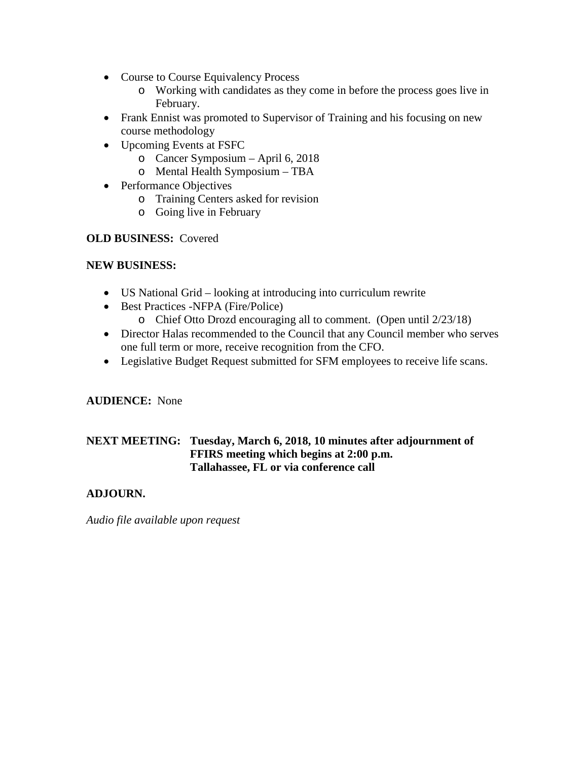- Course to Course Equivalency Process
  - Working with candidates as they come in before the process goes live in February.
- Frank Ennist was promoted to Supervisor of Training and his focusing on new course methodology
- Upcoming Events at FSFC
  - Cancer Symposium – April 6, 2018
  - Mental Health Symposium – TBA
- Performance Objectives
  - Training Centers asked for revision
  - Going live in February

**OLD BUSINESS:** Covered

**NEW BUSINESS:**

- US National Grid – looking at introducing into curriculum rewrite
- Best Practices -NFPA (Fire/Police)
  - Chief Otto Drozd encouraging all to comment. (Open until 2/23/18)
- Director Halas recommended to the Council that any Council member who serves one full term or more, receive recognition from the CFO.
- Legislative Budget Request submitted for SFM employees to receive life scans.

**AUDIENCE:** None

**NEXT MEETING: Tuesday, March 6, 2018, 10 minutes after adjournment of FFIRS meeting which begins at 2:00 p.m.
Tallahassee, FL or via conference call**

**ADJOURN.**

*Audio file available upon request*